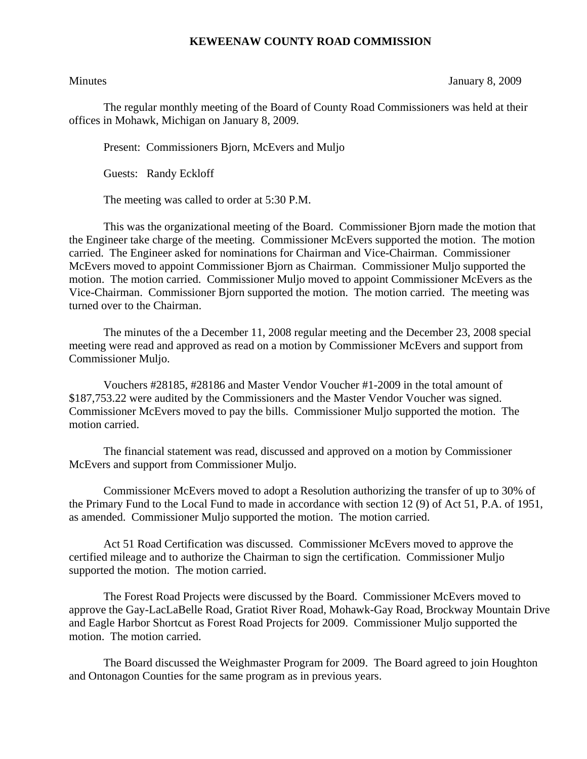# KEWEENAW COUNTY ROAD COMMISSION

Minutes January 8, 2009

The regular monthly meeting of the Board of County Road Commissioners was held at their offices in Mohawk, Michigan on January 8, 2009.

Present: Commissioners Bjorn, McEvers and Muljo

Guests: Randy Eckloff

The meeting was called to order at 5:30 P.M.

This was the organizational meeting of the Board. Commissioner Bjorn made the motion that the Engineer take charge of the meeting. Commissioner McEvers supported the motion. The motion carried. The Engineer asked for nominations for Chairman and Vice-Chairman. Commissioner McEvers moved to appoint Commissioner Bjorn as Chairman. Commissioner Muljo supported the motion. The motion carried. Commissioner Muljo moved to appoint Commissioner McEvers as the Vice-Chairman. Commissioner Bjorn supported the motion. The motion carried. The meeting was turned over to the Chairman.

The minutes of the a December 11, 2008 regular meeting and the December 23, 2008 special meeting were read and approved as read on a motion by Commissioner McEvers and support from Commissioner Muljo.

Vouchers #28185, #28186 and Master Vendor Voucher #1-2009 in the total amount of $187,753.22 were audited by the Commissioners and the Master Vendor Voucher was signed. Commissioner McEvers moved to pay the bills. Commissioner Muljo supported the motion. The motion carried.

The financial statement was read, discussed and approved on a motion by Commissioner McEvers and support from Commissioner Muljo.

Commissioner McEvers moved to adopt a Resolution authorizing the transfer of up to 30% of the Primary Fund to the Local Fund to made in accordance with section 12 (9) of Act 51, P.A. of 1951, as amended. Commissioner Muljo supported the motion. The motion carried.

Act 51 Road Certification was discussed. Commissioner McEvers moved to approve the certified mileage and to authorize the Chairman to sign the certification. Commissioner Muljo supported the motion. The motion carried.

The Forest Road Projects were discussed by the Board. Commissioner McEvers moved to approve the Gay-LacLaBelle Road, Gratiot River Road, Mohawk-Gay Road, Brockway Mountain Drive and Eagle Harbor Shortcut as Forest Road Projects for 2009. Commissioner Muljo supported the motion. The motion carried.

The Board discussed the Weighmaster Program for 2009. The Board agreed to join Houghton and Ontonagon Counties for the same program as in previous years.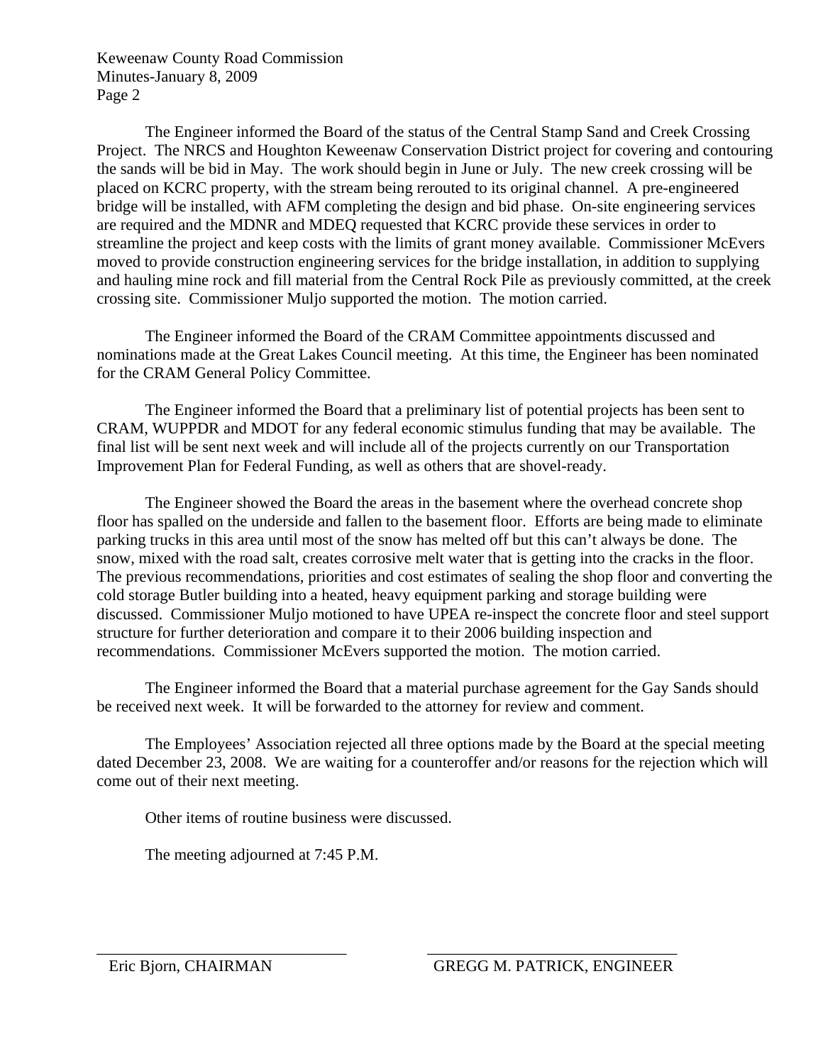The Engineer informed the Board of the status of the Central Stamp Sand and Creek Crossing Project. The NRCS and Houghton Keweenaw Conservation District project for covering and contouring the sands will be bid in May. The work should begin in June or July. The new creek crossing will be placed on KCRC property, with the stream being rerouted to its original channel. A pre-engineered bridge will be installed, with AFM completing the design and bid phase. On-site engineering services are required and the MDNR and MDEQ requested that KCRC provide these services in order to streamline the project and keep costs with the limits of grant money available. Commissioner McEvers moved to provide construction engineering services for the bridge installation, in addition to supplying and hauling mine rock and fill material from the Central Rock Pile as previously committed, at the creek crossing site. Commissioner Muljo supported the motion. The motion carried.

The Engineer informed the Board of the CRAM Committee appointments discussed and nominations made at the Great Lakes Council meeting. At this time, the Engineer has been nominated for the CRAM General Policy Committee.

The Engineer informed the Board that a preliminary list of potential projects has been sent to CRAM, WUPPDR and MDOT for any federal economic stimulus funding that may be available. The final list will be sent next week and will include all of the projects currently on our Transportation Improvement Plan for Federal Funding, as well as others that are shovel-ready.

The Engineer showed the Board the areas in the basement where the overhead concrete shop floor has spalled on the underside and fallen to the basement floor. Efforts are being made to eliminate parking trucks in this area until most of the snow has melted off but this can't always be done. The snow, mixed with the road salt, creates corrosive melt water that is getting into the cracks in the floor. The previous recommendations, priorities and cost estimates of sealing the shop floor and converting the cold storage Butler building into a heated, heavy equipment parking and storage building were discussed. Commissioner Muljo motioned to have UPEA re-inspect the concrete floor and steel support structure for further deterioration and compare it to their 2006 building inspection and recommendations. Commissioner McEvers supported the motion. The motion carried.

The Engineer informed the Board that a material purchase agreement for the Gay Sands should be received next week. It will be forwarded to the attorney for review and comment.

The Employees' Association rejected all three options made by the Board at the special meeting dated December 23, 2008. We are waiting for a counteroffer and/or reasons for the rejection which will come out of their next meeting.

Other items of routine business were discussed.

The meeting adjourned at 7:45 P.M.

______________________________ ______________________________

Eric Bjorn, CHAIRMAN GREGG M. PATRICK, ENGINEER